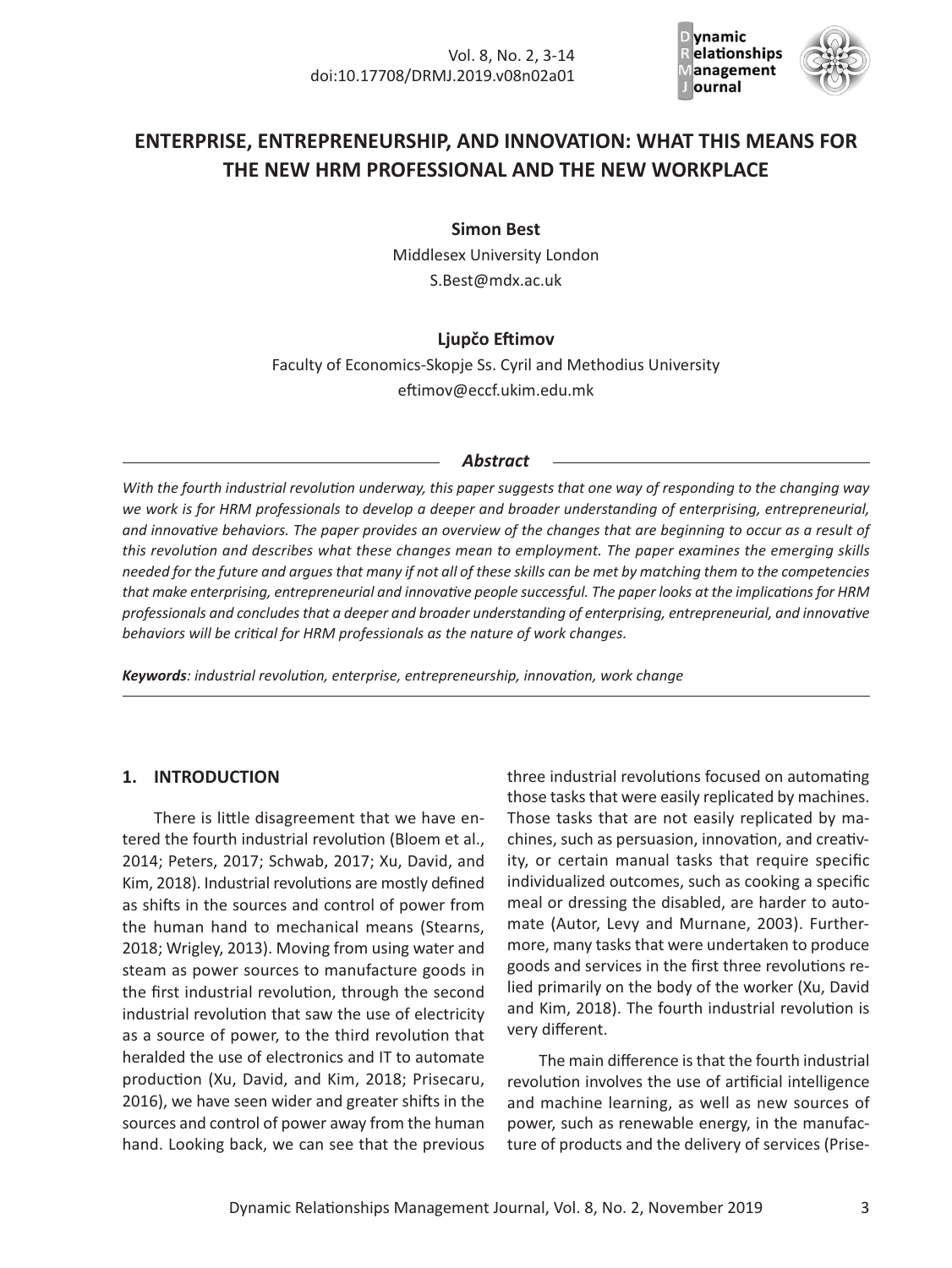# ENTERPRISE, ENTREPRENEURSHIP, AND INNOVATION: WHAT THIS MEANS FOR THE NEW HRM PROFESSIONAL AND THE NEW WORKPLACE

**Simon Best**

Middlesex University London

S.Best@mdx.ac.uk

**Ljupčo Eftimov**

Faculty of Economics-Skopje Ss. Cyril and Methodius University

eftimov@eccf.ukim.edu.mk

***Abstract***

*With the fourth industrial revolution underway, this paper suggests that one way of responding to the changing way we work is for HRM professionals to develop a deeper and broader understanding of enterprising, entrepreneurial, and innovative behaviors. The paper provides an overview of the changes that are beginning to occur as a result of this revolution and describes what these changes mean to employment. The paper examines the emerging skills needed for the future and argues that many if not all of these skills can be met by matching them to the competencies that make enterprising, entrepreneurial and innovative people successful. The paper looks at the implications for HRM professionals and concludes that a deeper and broader understanding of enterprising, entrepreneurial, and innovative behaviors will be critical for HRM professionals as the nature of work changes.*

***Keywords****: industrial revolution, enterprise, entrepreneurship, innovation, work change*

## 1. INTRODUCTION

There is little disagreement that we have entered the fourth industrial revolution (Bloem et al., 2014; Peters, 2017; Schwab, 2017; Xu, David, and Kim, 2018). Industrial revolutions are mostly defined as shifts in the sources and control of power from the human hand to mechanical means (Stearns, 2018; Wrigley, 2013). Moving from using water and steam as power sources to manufacture goods in the first industrial revolution, through the second industrial revolution that saw the use of electricity as a source of power, to the third revolution that heralded the use of electronics and IT to automate production (Xu, David, and Kim, 2018; Prisecaru, 2016), we have seen wider and greater shifts in the sources and control of power away from the human hand. Looking back, we can see that the previous three industrial revolutions focused on automating those tasks that were easily replicated by machines. Those tasks that are not easily replicated by machines, such as persuasion, innovation, and creativity, or certain manual tasks that require specific individualized outcomes, such as cooking a specific meal or dressing the disabled, are harder to automate (Autor, Levy and Murnane, 2003). Furthermore, many tasks that were undertaken to produce goods and services in the first three revolutions relied primarily on the body of the worker (Xu, David and Kim, 2018). The fourth industrial revolution is very different.

The main difference is that the fourth industrial revolution involves the use of artificial intelligence and machine learning, as well as new sources of power, such as renewable energy, in the manufacture of products and the delivery of services (Prise-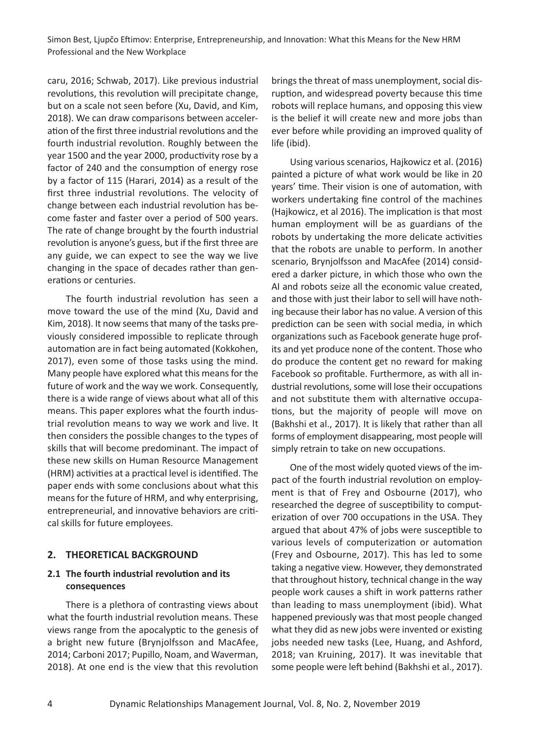caru, 2016; Schwab, 2017). Like previous industrial revolutions, this revolution will precipitate change, but on a scale not seen before (Xu, David, and Kim, 2018). We can draw comparisons between acceleration of the first three industrial revolutions and the fourth industrial revolution. Roughly between the year 1500 and the year 2000, productivity rose by a factor of 240 and the consumption of energy rose by a factor of 115 (Harari, 2014) as a result of the first three industrial revolutions. The velocity of change between each industrial revolution has become faster and faster over a period of 500 years. The rate of change brought by the fourth industrial revolution is anyone's guess, but if the first three are any guide, we can expect to see the way we live changing in the space of decades rather than generations or centuries.

The fourth industrial revolution has seen a move toward the use of the mind (Xu, David and Kim, 2018). It now seems that many of the tasks previously considered impossible to replicate through automation are in fact being automated (Kokkohen, 2017), even some of those tasks using the mind. Many people have explored what this means for the future of work and the way we work. Consequently, there is a wide range of views about what all of this means. This paper explores what the fourth industrial revolution means to way we work and live. It then considers the possible changes to the types of skills that will become predominant. The impact of these new skills on Human Resource Management (HRM) activities at a practical level is identified. The paper ends with some conclusions about what this means for the future of HRM, and why enterprising, entrepreneurial, and innovative behaviors are critical skills for future employees.

## 2. THEORETICAL BACKGROUND

### 2.1 The fourth industrial revolution and its consequences

There is a plethora of contrasting views about what the fourth industrial revolution means. These views range from the apocalyptic to the genesis of a bright new future (Brynjolfsson and MacAfee, 2014; Carboni 2017; Pupillo, Noam, and Waverman, 2018). At one end is the view that this revolution brings the threat of mass unemployment, social disruption, and widespread poverty because this time robots will replace humans, and opposing this view is the belief it will create new and more jobs than ever before while providing an improved quality of life (ibid).

Using various scenarios, Hajkowicz et al. (2016) painted a picture of what work would be like in 20 years' time. Their vision is one of automation, with workers undertaking fine control of the machines (Hajkowicz, et al 2016). The implication is that most human employment will be as guardians of the robots by undertaking the more delicate activities that the robots are unable to perform. In another scenario, Brynjolfsson and MacAfee (2014) considered a darker picture, in which those who own the AI and robots seize all the economic value created, and those with just their labor to sell will have nothing because their labor has no value. A version of this prediction can be seen with social media, in which organizations such as Facebook generate huge profits and yet produce none of the content. Those who do produce the content get no reward for making Facebook so profitable. Furthermore, as with all industrial revolutions, some will lose their occupations and not substitute them with alternative occupations, but the majority of people will move on (Bakhshi et al., 2017). It is likely that rather than all forms of employment disappearing, most people will simply retrain to take on new occupations.

One of the most widely quoted views of the impact of the fourth industrial revolution on employment is that of Frey and Osbourne (2017), who researched the degree of susceptibility to computerization of over 700 occupations in the USA. They argued that about 47% of jobs were susceptible to various levels of computerization or automation (Frey and Osbourne, 2017). This has led to some taking a negative view. However, they demonstrated that throughout history, technical change in the way people work causes a shift in work patterns rather than leading to mass unemployment (ibid). What happened previously was that most people changed what they did as new jobs were invented or existing jobs needed new tasks (Lee, Huang, and Ashford, 2018; van Kruining, 2017). It was inevitable that some people were left behind (Bakhshi et al., 2017).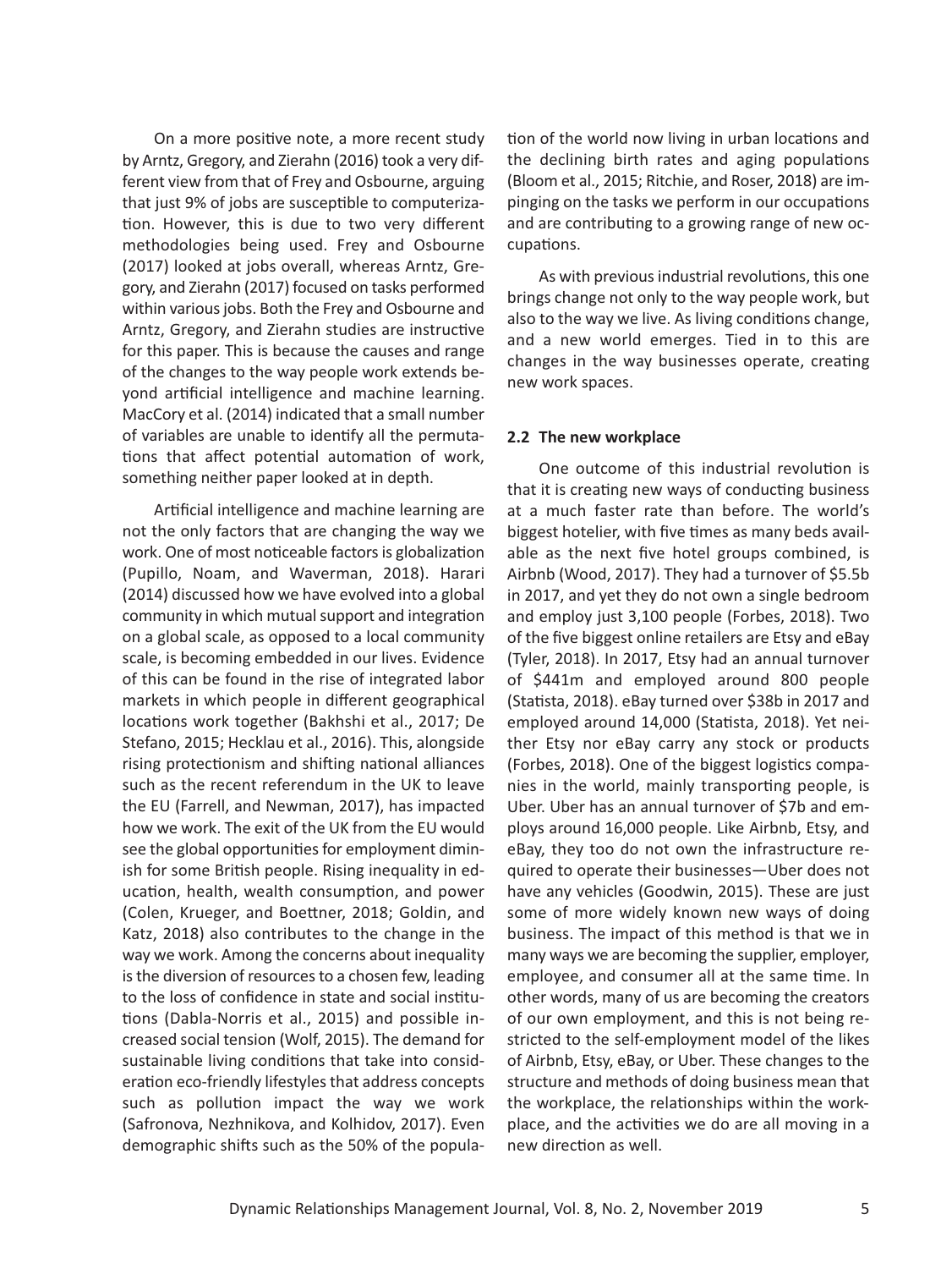On a more positive note, a more recent study by Arntz, Gregory, and Zierahn (2016) took a very different view from that of Frey and Osbourne, arguing that just 9% of jobs are susceptible to computerization. However, this is due to two very different methodologies being used. Frey and Osbourne (2017) looked at jobs overall, whereas Arntz, Gregory, and Zierahn (2017) focused on tasks performed within various jobs. Both the Frey and Osbourne and Arntz, Gregory, and Zierahn studies are instructive for this paper. This is because the causes and range of the changes to the way people work extends beyond artificial intelligence and machine learning. MacCory et al. (2014) indicated that a small number of variables are unable to identify all the permutations that affect potential automation of work, something neither paper looked at in depth.

Artificial intelligence and machine learning are not the only factors that are changing the way we work. One of most noticeable factors is globalization (Pupillo, Noam, and Waverman, 2018). Harari (2014) discussed how we have evolved into a global community in which mutual support and integration on a global scale, as opposed to a local community scale, is becoming embedded in our lives. Evidence of this can be found in the rise of integrated labor markets in which people in different geographical locations work together (Bakhshi et al., 2017; De Stefano, 2015; Hecklau et al., 2016). This, alongside rising protectionism and shifting national alliances such as the recent referendum in the UK to leave the EU (Farrell, and Newman, 2017), has impacted how we work. The exit of the UK from the EU would see the global opportunities for employment diminish for some British people. Rising inequality in education, health, wealth consumption, and power (Colen, Krueger, and Boettner, 2018; Goldin, and Katz, 2018) also contributes to the change in the way we work. Among the concerns about inequality is the diversion of resources to a chosen few, leading to the loss of confidence in state and social institutions (Dabla-Norris et al., 2015) and possible increased social tension (Wolf, 2015). The demand for sustainable living conditions that take into consideration eco-friendly lifestyles that address concepts such as pollution impact the way we work (Safronova, Nezhnikova, and Kolhidov, 2017). Even demographic shifts such as the 50% of the population of the world now living in urban locations and the declining birth rates and aging populations (Bloom et al., 2015; Ritchie, and Roser, 2018) are impinging on the tasks we perform in our occupations and are contributing to a growing range of new occupations.

As with previous industrial revolutions, this one brings change not only to the way people work, but also to the way we live. As living conditions change, and a new world emerges. Tied in to this are changes in the way businesses operate, creating new work spaces.

### 2.2 The new workplace

One outcome of this industrial revolution is that it is creating new ways of conducting business at a much faster rate than before. The world's biggest hotelier, with five times as many beds available as the next five hotel groups combined, is Airbnb (Wood, 2017). They had a turnover of $5.5b in 2017, and yet they do not own a single bedroom and employ just 3,100 people (Forbes, 2018). Two of the five biggest online retailers are Etsy and eBay (Tyler, 2018). In 2017, Etsy had an annual turnover of $441m and employed around 800 people (Statista, 2018). eBay turned over $38b in 2017 and employed around 14,000 (Statista, 2018). Yet neither Etsy nor eBay carry any stock or products (Forbes, 2018). One of the biggest logistics companies in the world, mainly transporting people, is Uber. Uber has an annual turnover of $7b and employs around 16,000 people. Like Airbnb, Etsy, and eBay, they too do not own the infrastructure required to operate their businesses—Uber does not have any vehicles (Goodwin, 2015). These are just some of more widely known new ways of doing business. The impact of this method is that we in many ways we are becoming the supplier, employer, employee, and consumer all at the same time. In other words, many of us are becoming the creators of our own employment, and this is not being restricted to the self-employment model of the likes of Airbnb, Etsy, eBay, or Uber. These changes to the structure and methods of doing business mean that the workplace, the relationships within the workplace, and the activities we do are all moving in a new direction as well.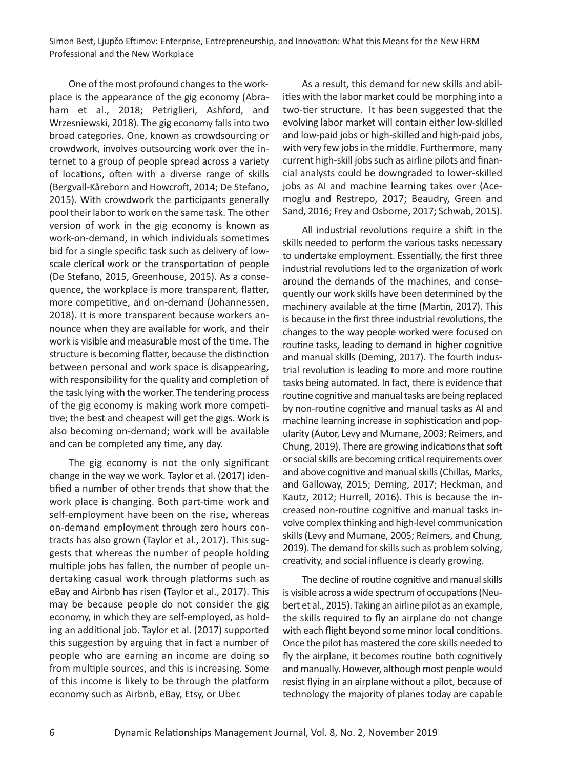One of the most profound changes to the workplace is the appearance of the gig economy (Abraham et al., 2018; Petriglieri, Ashford, and Wrzesniewski, 2018). The gig economy falls into two broad categories. One, known as crowdsourcing or crowdwork, involves outsourcing work over the internet to a group of people spread across a variety of locations, often with a diverse range of skills (Bergvall-Kåreborn and Howcroft, 2014; De Stefano, 2015). With crowdwork the participants generally pool their labor to work on the same task. The other version of work in the gig economy is known as work-on-demand, in which individuals sometimes bid for a single specific task such as delivery of low-scale clerical work or the transportation of people (De Stefano, 2015, Greenhouse, 2015). As a consequence, the workplace is more transparent, flatter, more competitive, and on-demand (Johannessen, 2018). It is more transparent because workers announce when they are available for work, and their work is visible and measurable most of the time. The structure is becoming flatter, because the distinction between personal and work space is disappearing, with responsibility for the quality and completion of the task lying with the worker. The tendering process of the gig economy is making work more competitive; the best and cheapest will get the gigs. Work is also becoming on-demand; work will be available and can be completed any time, any day.

The gig economy is not the only significant change in the way we work. Taylor et al. (2017) identified a number of other trends that show that the work place is changing. Both part-time work and self-employment have been on the rise, whereas on-demand employment through zero hours contracts has also grown (Taylor et al., 2017). This suggests that whereas the number of people holding multiple jobs has fallen, the number of people undertaking casual work through platforms such as eBay and Airbnb has risen (Taylor et al., 2017). This may be because people do not consider the gig economy, in which they are self-employed, as holding an additional job. Taylor et al. (2017) supported this suggestion by arguing that in fact a number of people who are earning an income are doing so from multiple sources, and this is increasing. Some of this income is likely to be through the platform economy such as Airbnb, eBay, Etsy, or Uber.

As a result, this demand for new skills and abilities with the labor market could be morphing into a two-tier structure. It has been suggested that the evolving labor market will contain either low-skilled and low-paid jobs or high-skilled and high-paid jobs, with very few jobs in the middle. Furthermore, many current high-skill jobs such as airline pilots and financial analysts could be downgraded to lower-skilled jobs as AI and machine learning takes over (Acemoglu and Restrepo, 2017; Beaudry, Green and Sand, 2016; Frey and Osborne, 2017; Schwab, 2015).

All industrial revolutions require a shift in the skills needed to perform the various tasks necessary to undertake employment. Essentially, the first three industrial revolutions led to the organization of work around the demands of the machines, and consequently our work skills have been determined by the machinery available at the time (Martin, 2017). This is because in the first three industrial revolutions, the changes to the way people worked were focused on routine tasks, leading to demand in higher cognitive and manual skills (Deming, 2017). The fourth industrial revolution is leading to more and more routine tasks being automated. In fact, there is evidence that routine cognitive and manual tasks are being replaced by non-routine cognitive and manual tasks as AI and machine learning increase in sophistication and popularity (Autor, Levy and Murnane, 2003; Reimers, and Chung, 2019). There are growing indications that soft or social skills are becoming critical requirements over and above cognitive and manual skills (Chillas, Marks, and Galloway, 2015; Deming, 2017; Heckman, and Kautz, 2012; Hurrell, 2016). This is because the increased non-routine cognitive and manual tasks involve complex thinking and high-level communication skills (Levy and Murnane, 2005; Reimers, and Chung, 2019). The demand for skills such as problem solving, creativity, and social influence is clearly growing.

The decline of routine cognitive and manual skills is visible across a wide spectrum of occupations (Neubert et al., 2015). Taking an airline pilot as an example, the skills required to fly an airplane do not change with each flight beyond some minor local conditions. Once the pilot has mastered the core skills needed to fly the airplane, it becomes routine both cognitively and manually. However, although most people would resist flying in an airplane without a pilot, because of technology the majority of planes today are capable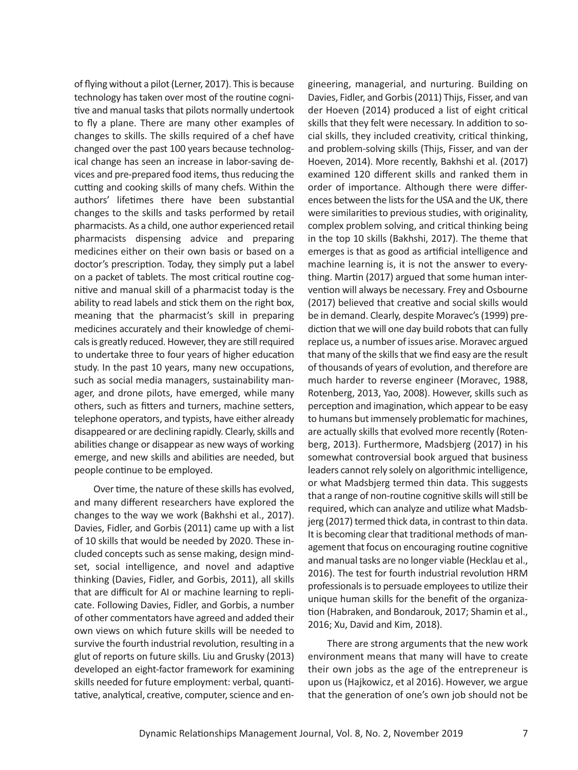of flying without a pilot (Lerner, 2017). This is because technology has taken over most of the routine cognitive and manual tasks that pilots normally undertook to fly a plane. There are many other examples of changes to skills. The skills required of a chef have changed over the past 100 years because technological change has seen an increase in labor-saving devices and pre-prepared food items, thus reducing the cutting and cooking skills of many chefs. Within the authors' lifetimes there have been substantial changes to the skills and tasks performed by retail pharmacists. As a child, one author experienced retail pharmacists dispensing advice and preparing medicines either on their own basis or based on a doctor's prescription. Today, they simply put a label on a packet of tablets. The most critical routine cognitive and manual skill of a pharmacist today is the ability to read labels and stick them on the right box, meaning that the pharmacist's skill in preparing medicines accurately and their knowledge of chemicals is greatly reduced. However, they are still required to undertake three to four years of higher education study. In the past 10 years, many new occupations, such as social media managers, sustainability manager, and drone pilots, have emerged, while many others, such as fitters and turners, machine setters, telephone operators, and typists, have either already disappeared or are declining rapidly. Clearly, skills and abilities change or disappear as new ways of working emerge, and new skills and abilities are needed, but people continue to be employed.

Over time, the nature of these skills has evolved, and many different researchers have explored the changes to the way we work (Bakhshi et al., 2017). Davies, Fidler, and Gorbis (2011) came up with a list of 10 skills that would be needed by 2020. These included concepts such as sense making, design mindset, social intelligence, and novel and adaptive thinking (Davies, Fidler, and Gorbis, 2011), all skills that are difficult for AI or machine learning to replicate. Following Davies, Fidler, and Gorbis, a number of other commentators have agreed and added their own views on which future skills will be needed to survive the fourth industrial revolution, resulting in a glut of reports on future skills. Liu and Grusky (2013) developed an eight-factor framework for examining skills needed for future employment: verbal, quantitative, analytical, creative, computer, science and engineering, managerial, and nurturing. Building on Davies, Fidler, and Gorbis (2011) Thijs, Fisser, and van der Hoeven (2014) produced a list of eight critical skills that they felt were necessary. In addition to social skills, they included creativity, critical thinking, and problem-solving skills (Thijs, Fisser, and van der Hoeven, 2014). More recently, Bakhshi et al. (2017) examined 120 different skills and ranked them in order of importance. Although there were differences between the lists for the USA and the UK, there were similarities to previous studies, with originality, complex problem solving, and critical thinking being in the top 10 skills (Bakhshi, 2017). The theme that emerges is that as good as artificial intelligence and machine learning is, it is not the answer to everything. Martin (2017) argued that some human intervention will always be necessary. Frey and Osbourne (2017) believed that creative and social skills would be in demand. Clearly, despite Moravec's (1999) prediction that we will one day build robots that can fully replace us, a number of issues arise. Moravec argued that many of the skills that we find easy are the result of thousands of years of evolution, and therefore are much harder to reverse engineer (Moravec, 1988, Rotenberg, 2013, Yao, 2008). However, skills such as perception and imagination, which appear to be easy to humans but immensely problematic for machines, are actually skills that evolved more recently (Rotenberg, 2013). Furthermore, Madsbjerg (2017) in his somewhat controversial book argued that business leaders cannot rely solely on algorithmic intelligence, or what Madsbjerg termed thin data. This suggests that a range of non-routine cognitive skills will still be required, which can analyze and utilize what Madsbjerg (2017) termed thick data, in contrast to thin data. It is becoming clear that traditional methods of management that focus on encouraging routine cognitive and manual tasks are no longer viable (Hecklau et al., 2016). The test for fourth industrial revolution HRM professionals is to persuade employees to utilize their unique human skills for the benefit of the organization (Habraken, and Bondarouk, 2017; Shamin et al., 2016; Xu, David and Kim, 2018).

There are strong arguments that the new work environment means that many will have to create their own jobs as the age of the entrepreneur is upon us (Hajkowicz, et al 2016). However, we argue that the generation of one's own job should not be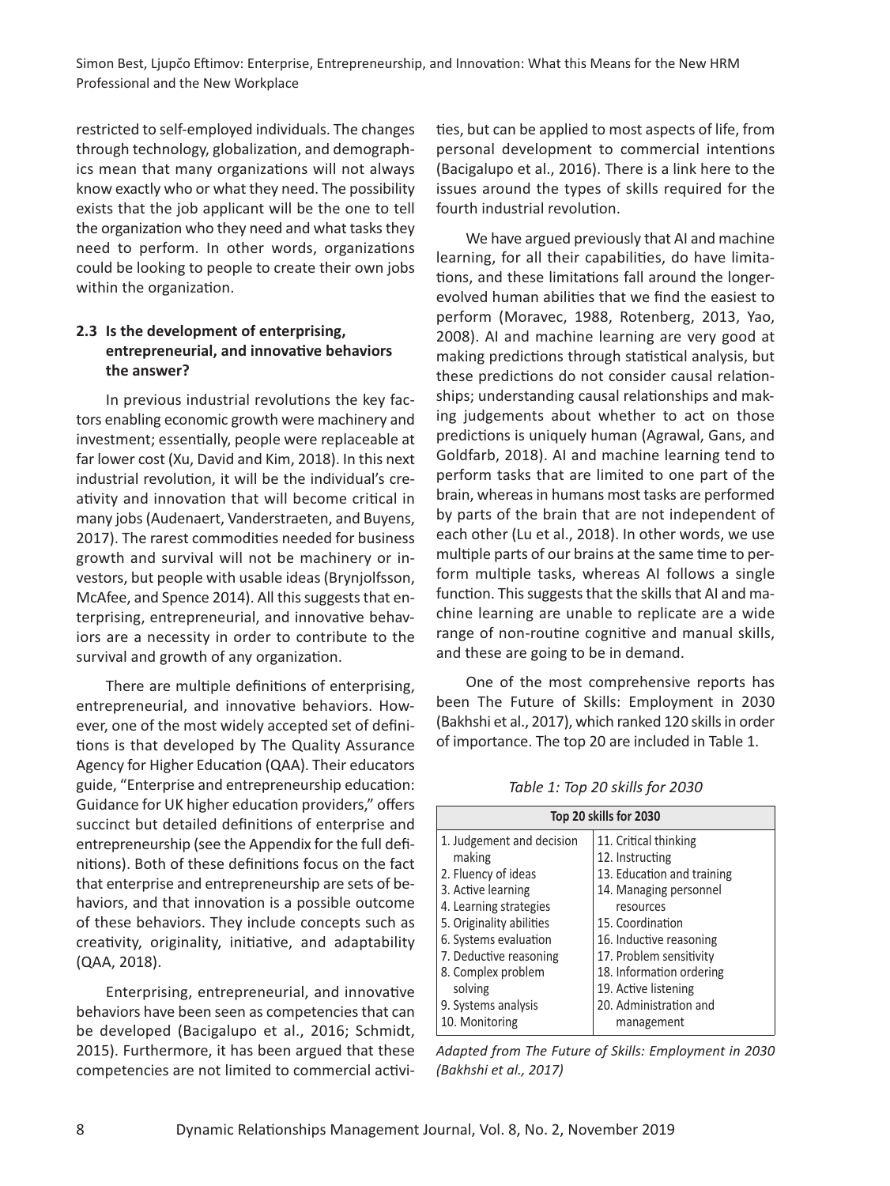restricted to self-employed individuals. The changes through technology, globalization, and demographics mean that many organizations will not always know exactly who or what they need. The possibility exists that the job applicant will be the one to tell the organization who they need and what tasks they need to perform. In other words, organizations could be looking to people to create their own jobs within the organization.

### 2.3 Is the development of enterprising, entrepreneurial, and innovative behaviors the answer?

In previous industrial revolutions the key factors enabling economic growth were machinery and investment; essentially, people were replaceable at far lower cost (Xu, David and Kim, 2018). In this next industrial revolution, it will be the individual's creativity and innovation that will become critical in many jobs (Audenaert, Vanderstraeten, and Buyens, 2017). The rarest commodities needed for business growth and survival will not be machinery or investors, but people with usable ideas (Brynjolfsson, McAfee, and Spence 2014). All this suggests that enterprising, entrepreneurial, and innovative behaviors are a necessity in order to contribute to the survival and growth of any organization.

There are multiple definitions of enterprising, entrepreneurial, and innovative behaviors. However, one of the most widely accepted set of definitions is that developed by The Quality Assurance Agency for Higher Education (QAA). Their educators guide, "Enterprise and entrepreneurship education: Guidance for UK higher education providers," offers succinct but detailed definitions of enterprise and entrepreneurship (see the Appendix for the full definitions). Both of these definitions focus on the fact that enterprise and entrepreneurship are sets of behaviors, and that innovation is a possible outcome of these behaviors. They include concepts such as creativity, originality, initiative, and adaptability (QAA, 2018).

Enterprising, entrepreneurial, and innovative behaviors have been seen as competencies that can be developed (Bacigalupo et al., 2016; Schmidt, 2015). Furthermore, it has been argued that these competencies are not limited to commercial activities, but can be applied to most aspects of life, from personal development to commercial intentions (Bacigalupo et al., 2016). There is a link here to the issues around the types of skills required for the fourth industrial revolution.

We have argued previously that AI and machine learning, for all their capabilities, do have limitations, and these limitations fall around the longer-evolved human abilities that we find the easiest to perform (Moravec, 1988, Rotenberg, 2013, Yao, 2008). AI and machine learning are very good at making predictions through statistical analysis, but these predictions do not consider causal relationships; understanding causal relationships and making judgements about whether to act on those predictions is uniquely human (Agrawal, Gans, and Goldfarb, 2018). AI and machine learning tend to perform tasks that are limited to one part of the brain, whereas in humans most tasks are performed by parts of the brain that are not independent of each other (Lu et al., 2018). In other words, we use multiple parts of our brains at the same time to perform multiple tasks, whereas AI follows a single function. This suggests that the skills that AI and machine learning are unable to replicate are a wide range of non-routine cognitive and manual skills, and these are going to be in demand.

One of the most comprehensive reports has been The Future of Skills: Employment in 2030 (Bakhshi et al., 2017), which ranked 120 skills in order of importance. The top 20 are included in Table 1.

*Table 1: Top 20 skills for 2030*

| Top 20 skills for 2030 | |
|---|---|
| 1. Judgement and decision making | 11. Critical thinking |
| 2. Fluency of ideas | 12. Instructing |
| 3. Active learning | 13. Education and training |
| 4. Learning strategies | 14. Managing personnel resources |
| 5. Originality abilities | 15. Coordination |
| 6. Systems evaluation | 16. Inductive reasoning |
| 7. Deductive reasoning | 17. Problem sensitivity |
| 8. Complex problem solving | 18. Information ordering |
| 9. Systems analysis | 19. Active listening |
| 10. Monitoring | 20. Administration and management |

*Adapted from The Future of Skills: Employment in 2030 (Bakhshi et al., 2017)*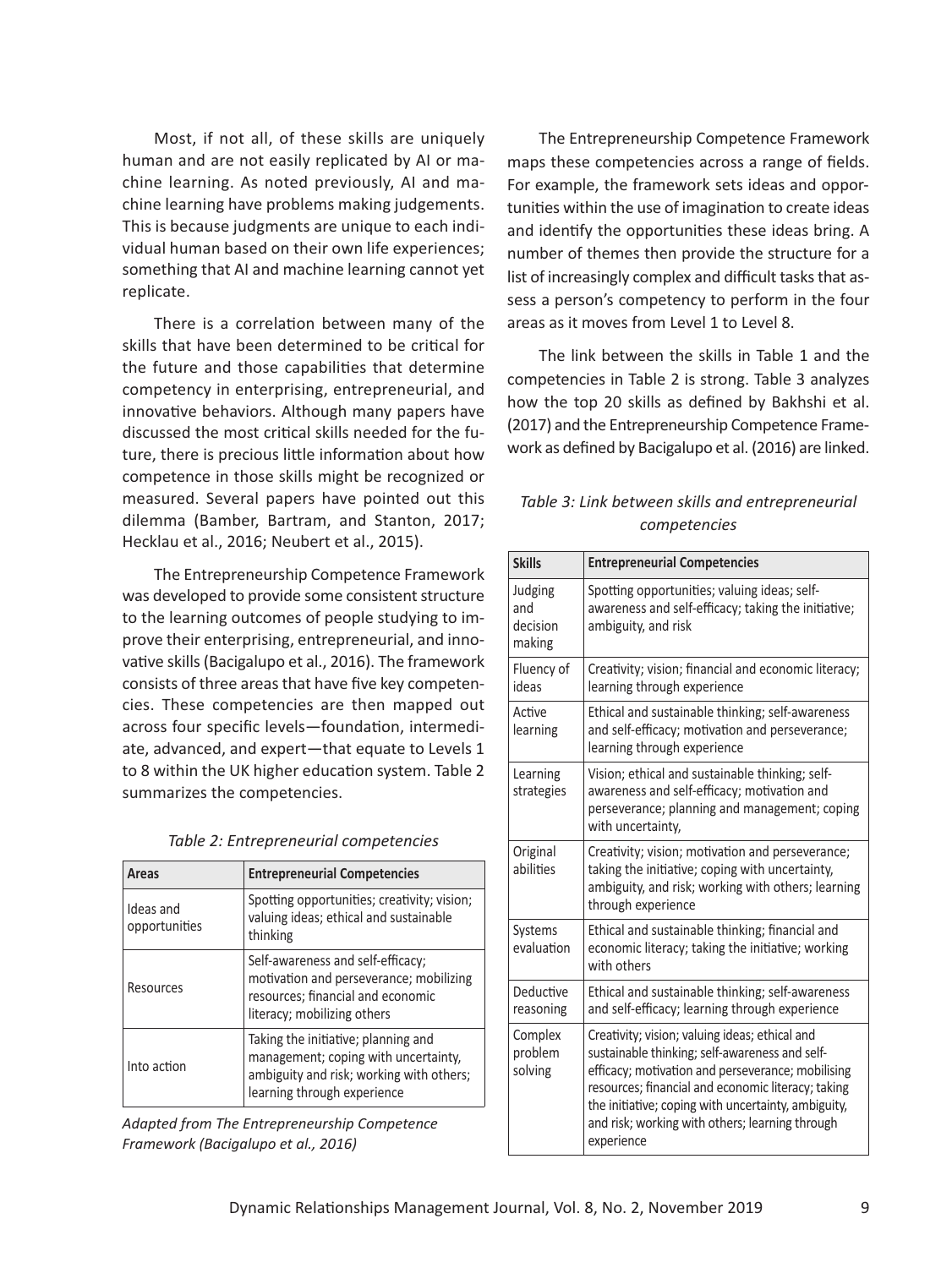Most, if not all, of these skills are uniquely human and are not easily replicated by AI or machine learning. As noted previously, AI and machine learning have problems making judgements. This is because judgments are unique to each individual human based on their own life experiences; something that AI and machine learning cannot yet replicate.

There is a correlation between many of the skills that have been determined to be critical for the future and those capabilities that determine competency in enterprising, entrepreneurial, and innovative behaviors. Although many papers have discussed the most critical skills needed for the future, there is precious little information about how competence in those skills might be recognized or measured. Several papers have pointed out this dilemma (Bamber, Bartram, and Stanton, 2017; Hecklau et al., 2016; Neubert et al., 2015).

The Entrepreneurship Competence Framework was developed to provide some consistent structure to the learning outcomes of people studying to improve their enterprising, entrepreneurial, and innovative skills (Bacigalupo et al., 2016). The framework consists of three areas that have five key competencies. These competencies are then mapped out across four specific levels—foundation, intermediate, advanced, and expert—that equate to Levels 1 to 8 within the UK higher education system. Table 2 summarizes the competencies.

*Table 2: Entrepreneurial competencies*

| Areas | Entrepreneurial Competencies |
|---|---|
| Ideas and opportunities | Spotting opportunities; creativity; vision; valuing ideas; ethical and sustainable thinking |
| Resources | Self-awareness and self-efficacy; motivation and perseverance; mobilizing resources; financial and economic literacy; mobilizing others |
| Into action | Taking the initiative; planning and management; coping with uncertainty, ambiguity and risk; working with others; learning through experience |

*Adapted from The Entrepreneurship Competence Framework (Bacigalupo et al., 2016)*

The Entrepreneurship Competence Framework maps these competencies across a range of fields. For example, the framework sets ideas and opportunities within the use of imagination to create ideas and identify the opportunities these ideas bring. A number of themes then provide the structure for a list of increasingly complex and difficult tasks that assess a person's competency to perform in the four areas as it moves from Level 1 to Level 8.

The link between the skills in Table 1 and the competencies in Table 2 is strong. Table 3 analyzes how the top 20 skills as defined by Bakhshi et al. (2017) and the Entrepreneurship Competence Framework as defined by Bacigalupo et al. (2016) are linked.

*Table 3: Link between skills and entrepreneurial competencies*

| Skills | Entrepreneurial Competencies |
|---|---|
| Judging and decision making | Spotting opportunities; valuing ideas; self-awareness and self-efficacy; taking the initiative; ambiguity, and risk |
| Fluency of ideas | Creativity; vision; financial and economic literacy; learning through experience |
| Active learning | Ethical and sustainable thinking; self-awareness and self-efficacy; motivation and perseverance; learning through experience |
| Learning strategies | Vision; ethical and sustainable thinking; self-awareness and self-efficacy; motivation and perseverance; planning and management; coping with uncertainty, |
| Original abilities | Creativity; vision; motivation and perseverance; taking the initiative; coping with uncertainty, ambiguity, and risk; working with others; learning through experience |
| Systems evaluation | Ethical and sustainable thinking; financial and economic literacy; taking the initiative; working with others |
| Deductive reasoning | Ethical and sustainable thinking; self-awareness and self-efficacy; learning through experience |
| Complex problem solving | Creativity; vision; valuing ideas; ethical and sustainable thinking; self-awareness and self-efficacy; motivation and perseverance; mobilising resources; financial and economic literacy; taking the initiative; coping with uncertainty, ambiguity, and risk; working with others; learning through experience |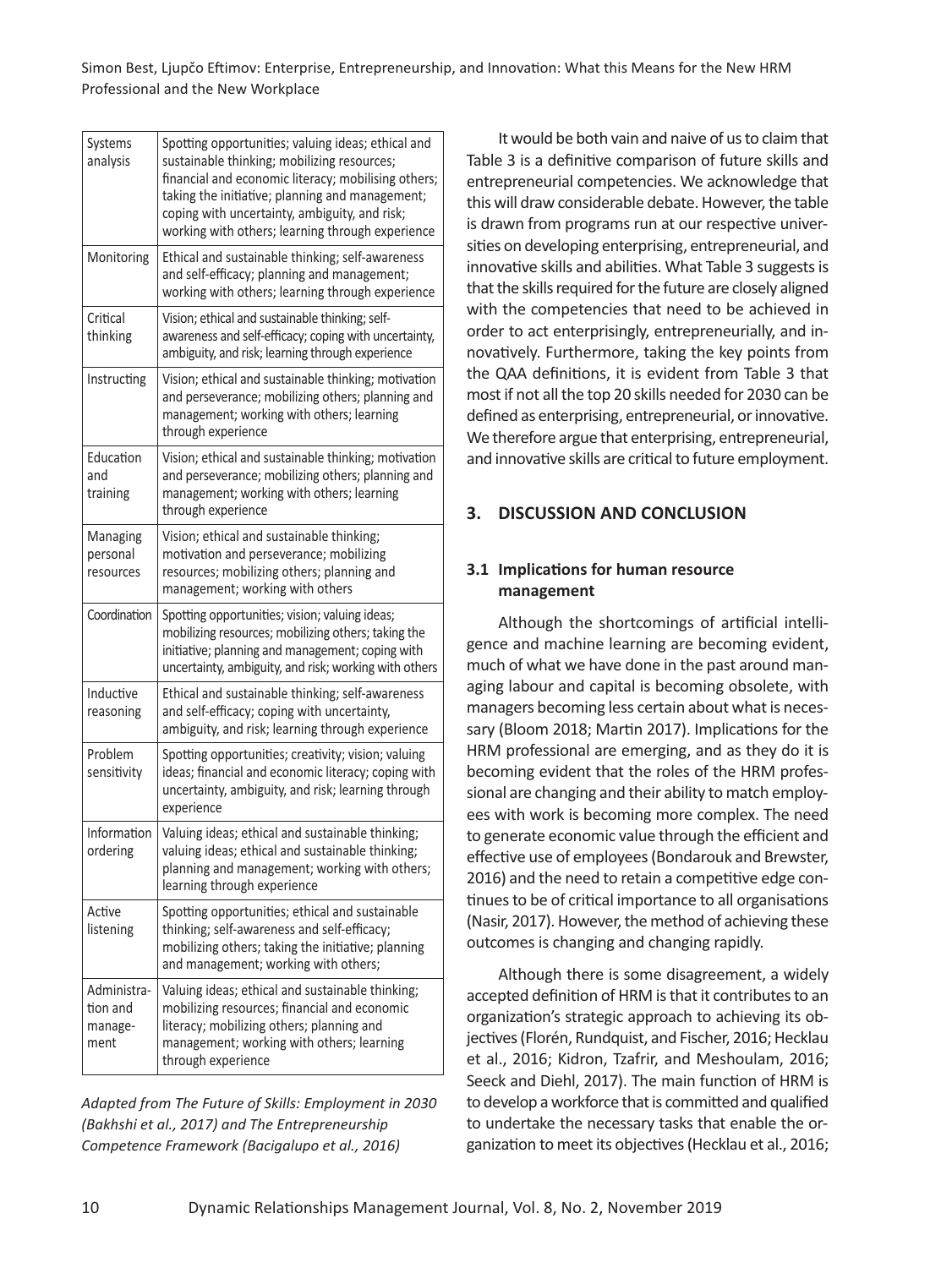| | |
|---|---|
| Systems analysis | Spotting opportunities; valuing ideas; ethical and sustainable thinking; mobilizing resources; financial and economic literacy; mobilising others; taking the initiative; planning and management; coping with uncertainty, ambiguity, and risk; working with others; learning through experience |
| Monitoring | Ethical and sustainable thinking; self-awareness and self-efficacy; planning and management; working with others; learning through experience |
| Critical thinking | Vision; ethical and sustainable thinking; self-awareness and self-efficacy; coping with uncertainty, ambiguity, and risk; learning through experience |
| Instructing | Vision; ethical and sustainable thinking; motivation and perseverance; mobilizing others; planning and management; working with others; learning through experience |
| Education and training | Vision; ethical and sustainable thinking; motivation and perseverance; mobilizing others; planning and management; working with others; learning through experience |
| Managing personal resources | Vision; ethical and sustainable thinking; motivation and perseverance; mobilizing resources; mobilizing others; planning and management; working with others |
| Coordination | Spotting opportunities; vision; valuing ideas; mobilizing resources; mobilizing others; taking the initiative; planning and management; coping with uncertainty, ambiguity, and risk; working with others |
| Inductive reasoning | Ethical and sustainable thinking; self-awareness and self-efficacy; coping with uncertainty, ambiguity, and risk; learning through experience |
| Problem sensitivity | Spotting opportunities; creativity; vision; valuing ideas; financial and economic literacy; coping with uncertainty, ambiguity, and risk; learning through experience |
| Information ordering | Valuing ideas; ethical and sustainable thinking; valuing ideas; ethical and sustainable thinking; planning and management; working with others; learning through experience |
| Active listening | Spotting opportunities; ethical and sustainable thinking; self-awareness and self-efficacy; mobilizing others; taking the initiative; planning and management; working with others; |
| Administration and management | Valuing ideas; ethical and sustainable thinking; mobilizing resources; financial and economic literacy; mobilizing others; planning and management; working with others; learning through experience |

*Adapted from The Future of Skills: Employment in 2030 (Bakhshi et al., 2017) and The Entrepreneurship Competence Framework (Bacigalupo et al., 2016)*

It would be both vain and naive of us to claim that Table 3 is a definitive comparison of future skills and entrepreneurial competencies. We acknowledge that this will draw considerable debate. However, the table is drawn from programs run at our respective universities on developing enterprising, entrepreneurial, and innovative skills and abilities. What Table 3 suggests is that the skills required for the future are closely aligned with the competencies that need to be achieved in order to act enterprisingly, entrepreneurially, and innovatively. Furthermore, taking the key points from the QAA definitions, it is evident from Table 3 that most if not all the top 20 skills needed for 2030 can be defined as enterprising, entrepreneurial, or innovative. We therefore argue that enterprising, entrepreneurial, and innovative skills are critical to future employment.

## 3. DISCUSSION AND CONCLUSION

### 3.1 Implications for human resource management

Although the shortcomings of artificial intelligence and machine learning are becoming evident, much of what we have done in the past around managing labour and capital is becoming obsolete, with managers becoming less certain about what is necessary (Bloom 2018; Martin 2017). Implications for the HRM professional are emerging, and as they do it is becoming evident that the roles of the HRM professional are changing and their ability to match employees with work is becoming more complex. The need to generate economic value through the efficient and effective use of employees (Bondarouk and Brewster, 2016) and the need to retain a competitive edge continues to be of critical importance to all organisations (Nasir, 2017). However, the method of achieving these outcomes is changing and changing rapidly.

Although there is some disagreement, a widely accepted definition of HRM is that it contributes to an organization's strategic approach to achieving its objectives (Florén, Rundquist, and Fischer, 2016; Hecklau et al., 2016; Kidron, Tzafrir, and Meshoulam, 2016; Seeck and Diehl, 2017). The main function of HRM is to develop a workforce that is committed and qualified to undertake the necessary tasks that enable the organization to meet its objectives (Hecklau et al., 2016;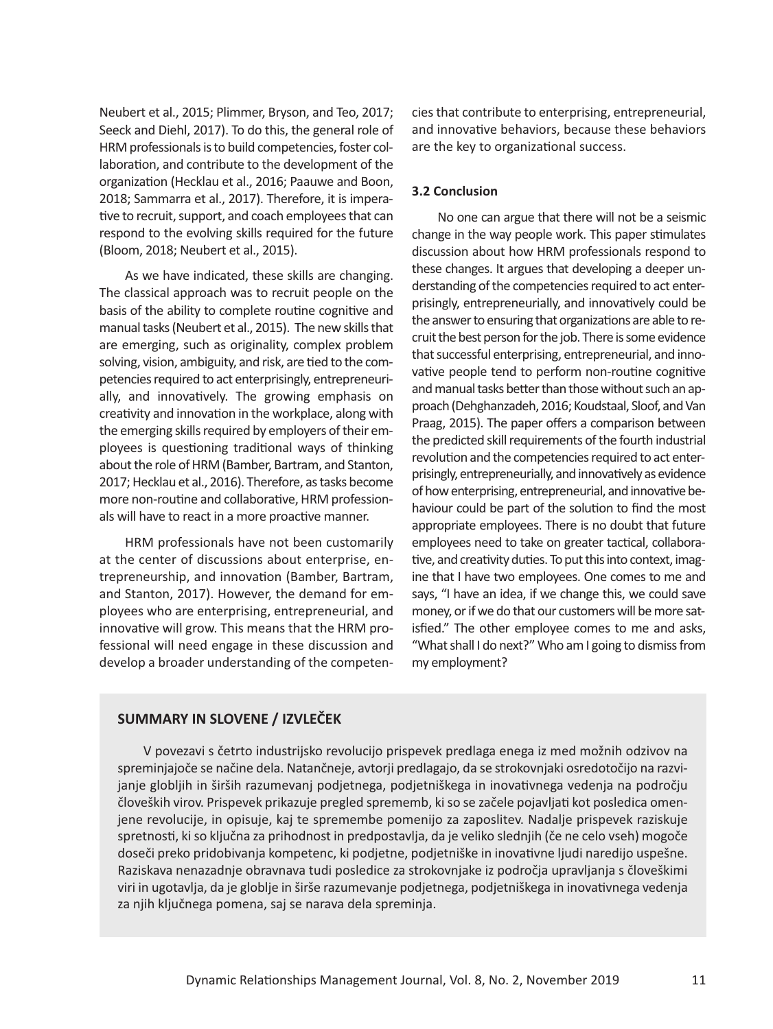Neubert et al., 2015; Plimmer, Bryson, and Teo, 2017; Seeck and Diehl, 2017). To do this, the general role of HRM professionals is to build competencies, foster collaboration, and contribute to the development of the organization (Hecklau et al., 2016; Paauwe and Boon, 2018; Sammarra et al., 2017). Therefore, it is imperative to recruit, support, and coach employees that can respond to the evolving skills required for the future (Bloom, 2018; Neubert et al., 2015).

As we have indicated, these skills are changing. The classical approach was to recruit people on the basis of the ability to complete routine cognitive and manual tasks (Neubert et al., 2015). The new skills that are emerging, such as originality, complex problem solving, vision, ambiguity, and risk, are tied to the competencies required to act enterprisingly, entrepreneurially, and innovatively. The growing emphasis on creativity and innovation in the workplace, along with the emerging skills required by employers of their employees is questioning traditional ways of thinking about the role of HRM (Bamber, Bartram, and Stanton, 2017; Hecklau et al., 2016). Therefore, as tasks become more non-routine and collaborative, HRM professionals will have to react in a more proactive manner.

HRM professionals have not been customarily at the center of discussions about enterprise, entrepreneurship, and innovation (Bamber, Bartram, and Stanton, 2017). However, the demand for employees who are enterprising, entrepreneurial, and innovative will grow. This means that the HRM professional will need engage in these discussion and develop a broader understanding of the competencies that contribute to enterprising, entrepreneurial, and innovative behaviors, because these behaviors are the key to organizational success.

### 3.2 Conclusion

No one can argue that there will not be a seismic change in the way people work. This paper stimulates discussion about how HRM professionals respond to these changes. It argues that developing a deeper understanding of the competencies required to act enterprisingly, entrepreneurially, and innovatively could be the answer to ensuring that organizations are able to recruit the best person for the job. There is some evidence that successful enterprising, entrepreneurial, and innovative people tend to perform non-routine cognitive and manual tasks better than those without such an approach (Dehghanzadeh, 2016; Koudstaal, Sloof, and Van Praag, 2015). The paper offers a comparison between the predicted skill requirements of the fourth industrial revolution and the competencies required to act enterprisingly, entrepreneurially, and innovatively as evidence of how enterprising, entrepreneurial, and innovative behaviour could be part of the solution to find the most appropriate employees. There is no doubt that future employees need to take on greater tactical, collaborative, and creativity duties. To put this into context, imagine that I have two employees. One comes to me and says, "I have an idea, if we change this, we could save money, or if we do that our customers will be more satisfied." The other employee comes to me and asks, "What shall I do next?" Who am I going to dismiss from my employment?

## SUMMARY IN SLOVENE / IZVLEČEK

V povezavi s četrto industrijsko revolucijo prispevek predlaga enega iz med možnih odzivov na spreminjajoče se načine dela. Natančneje, avtorji predlagajo, da se strokovnjaki osredotočijo na razvijanje globljih in širših razumevanj podjetnega, podjetniškega in inovativnega vedenja na področju človeških virov. Prispevek prikazuje pregled sprememb, ki so se začele pojavljati kot posledica omenjene revolucije, in opisuje, kaj te spremembe pomenijo za zaposlitev. Nadalje prispevek raziskuje spretnosti, ki so ključna za prihodnost in predpostavlja, da je veliko slednjih (če ne celo vseh) mogoče doseči preko pridobivanja kompetenc, ki podjetne, podjetniške in inovativne ljudi naredijo uspešne. Raziskava nenazadnje obravnava tudi posledice za strokovnjake iz področja upravljanja s človeškimi viri in ugotavlja, da je globlje in širše razumevanje podjetnega, podjetniškega in inovativnega vedenja za njih ključnega pomena, saj se narava dela spreminja.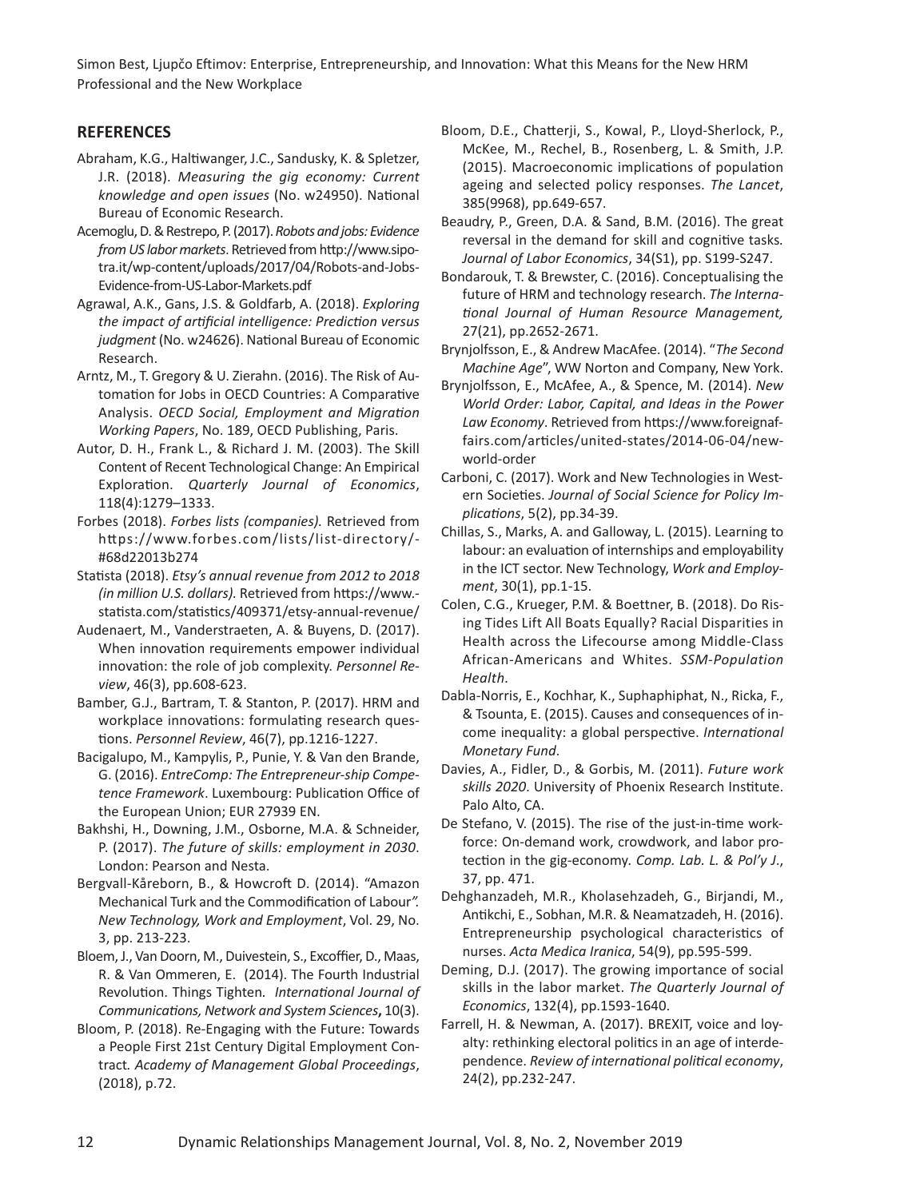## REFERENCES

Abraham, K.G., Haltiwanger, J.C., Sandusky, K. & Spletzer, J.R. (2018). *Measuring the gig economy: Current knowledge and open issues* (No. w24950). National Bureau of Economic Research.

Acemoglu, D. & Restrepo, P. (2017). *Robots and jobs: Evidence from US labor markets*. Retrieved from http://www.sipotra.it/wp-content/uploads/2017/04/Robots-and-Jobs-Evidence-from-US-Labor-Markets.pdf

Agrawal, A.K., Gans, J.S. & Goldfarb, A. (2018). *Exploring the impact of artificial intelligence: Prediction versus judgment* (No. w24626). National Bureau of Economic Research.

Arntz, M., T. Gregory & U. Zierahn. (2016). The Risk of Automation for Jobs in OECD Countries: A Comparative Analysis. *OECD Social, Employment and Migration Working Papers*, No. 189, OECD Publishing, Paris.

Autor, D. H., Frank L., & Richard J. M. (2003). The Skill Content of Recent Technological Change: An Empirical Exploration. *Quarterly Journal of Economics*, 118(4):1279–1333.

Forbes (2018). *Forbes lists (companies).* Retrieved from https://www.forbes.com/lists/list-directory/-#68d22013b274

Statista (2018). *Etsy's annual revenue from 2012 to 2018 (in million U.S. dollars).* Retrieved from https://www.statista.com/statistics/409371/etsy-annual-revenue/

Audenaert, M., Vanderstraeten, A. & Buyens, D. (2017). When innovation requirements empower individual innovation: the role of job complexity. *Personnel Review*, 46(3), pp.608-623.

Bamber, G.J., Bartram, T. & Stanton, P. (2017). HRM and workplace innovations: formulating research questions. *Personnel Review*, 46(7), pp.1216-1227.

Bacigalupo, M., Kampylis, P., Punie, Y. & Van den Brande, G. (2016). *EntreComp: The Entrepreneur-ship Competence Framework*. Luxembourg: Publication Office of the European Union; EUR 27939 EN.

Bakhshi, H., Downing, J.M., Osborne, M.A. & Schneider, P. (2017). *The future of skills: employment in 2030*. London: Pearson and Nesta.

Bergvall-Kåreborn, B., & Howcroft D. (2014). "Amazon Mechanical Turk and the Commodification of Labour*". New Technology, Work and Employment*, Vol. 29, No. 3, pp. 213-223.

Bloem, J., Van Doorn, M., Duivestein, S., Excoffier, D., Maas, R. & Van Ommeren, E. (2014). The Fourth Industrial Revolution. Things Tighten. *International Journal of Communications, Network and System Sciences*, 10(3).

Bloom, P. (2018). Re-Engaging with the Future: Towards a People First 21st Century Digital Employment Contract. *Academy of Management Global Proceedings*, (2018), p.72.

Bloom, D.E., Chatterji, S., Kowal, P., Lloyd-Sherlock, P., McKee, M., Rechel, B., Rosenberg, L. & Smith, J.P. (2015). Macroeconomic implications of population ageing and selected policy responses. *The Lancet*, 385(9968), pp.649-657.

Beaudry, P., Green, D.A. & Sand, B.M. (2016). The great reversal in the demand for skill and cognitive tasks. *Journal of Labor Economics*, 34(S1), pp. S199-S247.

Bondarouk, T. & Brewster, C. (2016). Conceptualising the future of HRM and technology research. *The International Journal of Human Resource Management,* 27(21), pp.2652-2671.

Brynjolfsson, E., & Andrew MacAfee. (2014). "*The Second Machine Age*", WW Norton and Company, New York.

Brynjolfsson, E., McAfee, A., & Spence, M. (2014). *New World Order: Labor, Capital, and Ideas in the Power Law Economy*. Retrieved from https://www.foreignaffairs.com/articles/united-states/2014-06-04/new-world-order

Carboni, C. (2017). Work and New Technologies in Western Societies. *Journal of Social Science for Policy Implications*, 5(2), pp.34-39.

Chillas, S., Marks, A. and Galloway, L. (2015). Learning to labour: an evaluation of internships and employability in the ICT sector. New Technology, *Work and Employment*, 30(1), pp.1-15.

Colen, C.G., Krueger, P.M. & Boettner, B. (2018). Do Rising Tides Lift All Boats Equally? Racial Disparities in Health across the Lifecourse among Middle-Class African-Americans and Whites. *SSM-Population Health*.

Dabla-Norris, E., Kochhar, K., Suphaphiphat, N., Ricka, F., & Tsounta, E. (2015). Causes and consequences of income inequality: a global perspective. *International Monetary Fund*.

Davies, A., Fidler, D., & Gorbis, M. (2011). *Future work skills 2020*. University of Phoenix Research Institute. Palo Alto, CA.

De Stefano, V. (2015). The rise of the just-in-time workforce: On-demand work, crowdwork, and labor protection in the gig-economy. *Comp. Lab. L. & Pol'y J.*, 37, pp. 471.

Dehghanzadeh, M.R., Kholasehzadeh, G., Birjandi, M., Antikchi, E., Sobhan, M.R. & Neamatzadeh, H. (2016). Entrepreneurship psychological characteristics of nurses. *Acta Medica Iranica*, 54(9), pp.595-599.

Deming, D.J. (2017). The growing importance of social skills in the labor market. *The Quarterly Journal of Economics*, 132(4), pp.1593-1640.

Farrell, H. & Newman, A. (2017). BREXIT, voice and loyalty: rethinking electoral politics in an age of interdependence. *Review of international political economy*, 24(2), pp.232-247.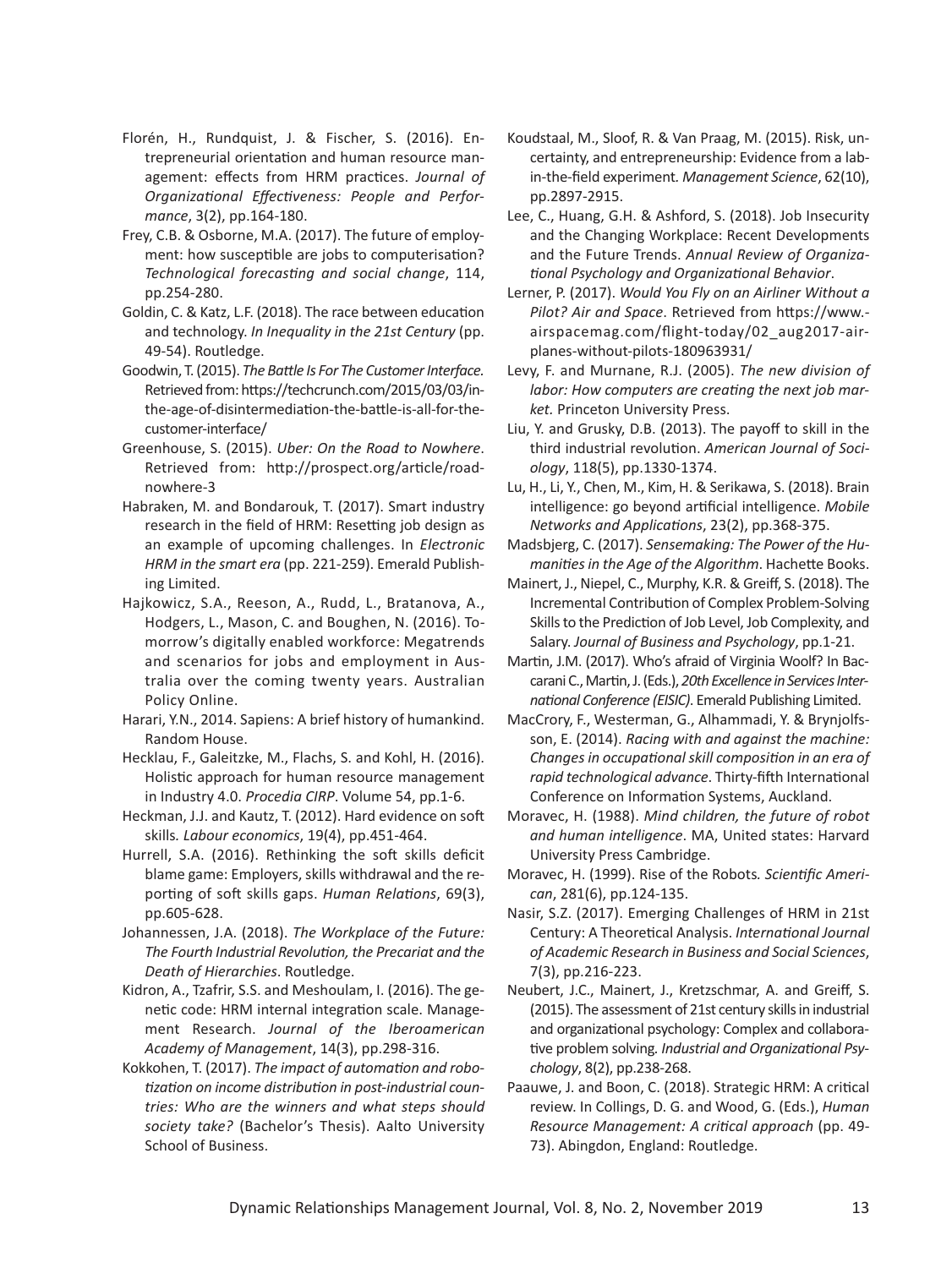Florén, H., Rundquist, J. & Fischer, S. (2016). Entrepreneurial orientation and human resource management: effects from HRM practices. *Journal of Organizational Effectiveness: People and Performance*, 3(2), pp.164-180.

Frey, C.B. & Osborne, M.A. (2017). The future of employment: how susceptible are jobs to computerisation? *Technological forecasting and social change*, 114, pp.254-280.

Goldin, C. & Katz, L.F. (2018). The race between education and technology. *In Inequality in the 21st Century* (pp. 49-54). Routledge.

Goodwin, T. (2015). *The Battle Is For The Customer Interface.* Retrieved from: https://techcrunch.com/2015/03/03/in-the-age-of-disintermediation-the-battle-is-all-for-the-customer-interface/

Greenhouse, S. (2015). *Uber: On the Road to Nowhere*. Retrieved from: http://prospect.org/article/road-nowhere-3

Habraken, M. and Bondarouk, T. (2017). Smart industry research in the field of HRM: Resetting job design as an example of upcoming challenges. In *Electronic HRM in the smart era* (pp. 221-259). Emerald Publishing Limited.

Hajkowicz, S.A., Reeson, A., Rudd, L., Bratanova, A., Hodgers, L., Mason, C. and Boughen, N. (2016). Tomorrow's digitally enabled workforce: Megatrends and scenarios for jobs and employment in Australia over the coming twenty years. Australian Policy Online.

Harari, Y.N., 2014. Sapiens: A brief history of humankind. Random House.

Hecklau, F., Galeitzke, M., Flachs, S. and Kohl, H. (2016). Holistic approach for human resource management in Industry 4.0. *Procedia CIRP*. Volume 54, pp.1-6.

Heckman, J.J. and Kautz, T. (2012). Hard evidence on soft skills. *Labour economics*, 19(4), pp.451-464.

Hurrell, S.A. (2016). Rethinking the soft skills deficit blame game: Employers, skills withdrawal and the reporting of soft skills gaps. *Human Relations*, 69(3), pp.605-628.

Johannessen, J.A. (2018). *The Workplace of the Future: The Fourth Industrial Revolution, the Precariat and the Death of Hierarchies*. Routledge.

Kidron, A., Tzafrir, S.S. and Meshoulam, I. (2016). The genetic code: HRM internal integration scale. Management Research. *Journal of the Iberoamerican Academy of Management*, 14(3), pp.298-316.

Kokkohen, T. (2017). *The impact of automation and robotization on income distribution in post-industrial countries: Who are the winners and what steps should society take?* (Bachelor's Thesis). Aalto University School of Business.

Koudstaal, M., Sloof, R. & Van Praag, M. (2015). Risk, uncertainty, and entrepreneurship: Evidence from a lab-in-the-field experiment. *Management Science*, 62(10), pp.2897-2915.

Lee, C., Huang, G.H. & Ashford, S. (2018). Job Insecurity and the Changing Workplace: Recent Developments and the Future Trends. *Annual Review of Organizational Psychology and Organizational Behavior*.

Lerner, P. (2017). *Would You Fly on an Airliner Without a Pilot? Air and Space*. Retrieved from https://www.airspacemag.com/flight-today/02_aug2017-airplanes-without-pilots-180963931/

Levy, F. and Murnane, R.J. (2005). *The new division of labor: How computers are creating the next job market.* Princeton University Press.

Liu, Y. and Grusky, D.B. (2013). The payoff to skill in the third industrial revolution. *American Journal of Sociology*, 118(5), pp.1330-1374.

Lu, H., Li, Y., Chen, M., Kim, H. & Serikawa, S. (2018). Brain intelligence: go beyond artificial intelligence. *Mobile Networks and Applications*, 23(2), pp.368-375.

Madsbjerg, C. (2017). *Sensemaking: The Power of the Humanities in the Age of the Algorithm*. Hachette Books.

Mainert, J., Niepel, C., Murphy, K.R. & Greiff, S. (2018). The Incremental Contribution of Complex Problem-Solving Skills to the Prediction of Job Level, Job Complexity, and Salary. *Journal of Business and Psychology*, pp.1-21.

Martin, J.M. (2017). Who's afraid of Virginia Woolf? In Baccarani C., Martin, J. (Eds.), *20th Excellence in Services International Conference (EISIC)*. Emerald Publishing Limited.

MacCrory, F., Westerman, G., Alhammadi, Y. & Brynjolfsson, E. (2014). *Racing with and against the machine: Changes in occupational skill composition in an era of rapid technological advance*. Thirty-fifth International Conference on Information Systems, Auckland.

Moravec, H. (1988). *Mind children, the future of robot and human intelligence*. MA, United states: Harvard University Press Cambridge.

Moravec, H. (1999). Rise of the Robots. *Scientific American*, 281(6), pp.124-135.

Nasir, S.Z. (2017). Emerging Challenges of HRM in 21st Century: A Theoretical Analysis. *International Journal of Academic Research in Business and Social Sciences*, 7(3), pp.216-223.

Neubert, J.C., Mainert, J., Kretzschmar, A. and Greiff, S. (2015). The assessment of 21st century skills in industrial and organizational psychology: Complex and collaborative problem solving. *Industrial and Organizational Psychology*, 8(2), pp.238-268.

Paauwe, J. and Boon, C. (2018). Strategic HRM: A critical review. In Collings, D. G. and Wood, G. (Eds.), *Human Resource Management: A critical approach* (pp. 49-73). Abingdon, England: Routledge.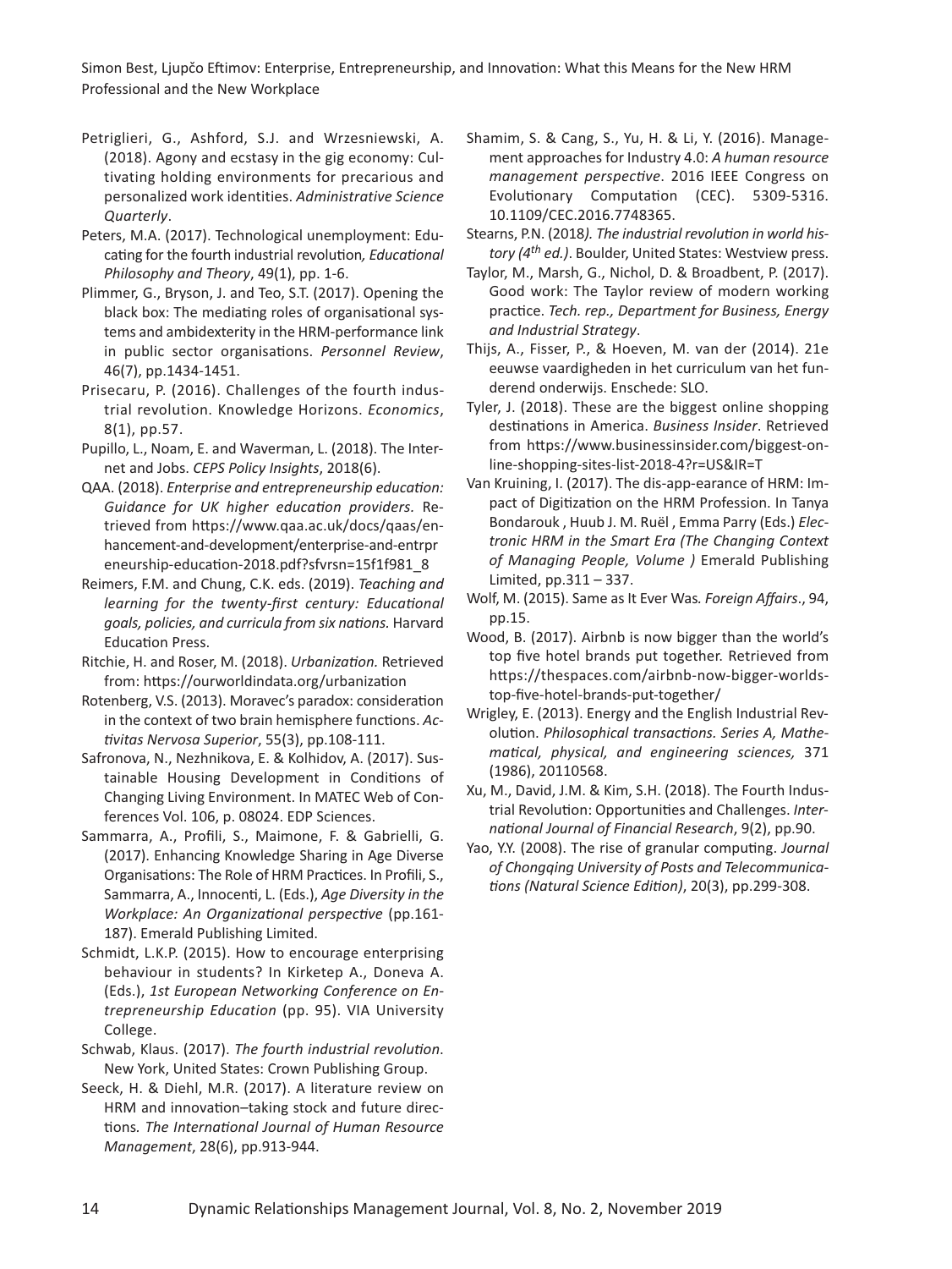Petriglieri, G., Ashford, S.J. and Wrzesniewski, A. (2018). Agony and ecstasy in the gig economy: Cultivating holding environments for precarious and personalized work identities. *Administrative Science Quarterly*.

Peters, M.A. (2017). Technological unemployment: Educating for the fourth industrial revolution, *Educational Philosophy and Theory*, 49(1), pp. 1-6.

Plimmer, G., Bryson, J. and Teo, S.T. (2017). Opening the black box: The mediating roles of organisational systems and ambidexterity in the HRM-performance link in public sector organisations. *Personnel Review*, 46(7), pp.1434-1451.

Prisecaru, P. (2016). Challenges of the fourth industrial revolution. Knowledge Horizons. *Economics*, 8(1), pp.57.

Pupillo, L., Noam, E. and Waverman, L. (2018). The Internet and Jobs. *CEPS Policy Insights*, 2018(6).

QAA. (2018). *Enterprise and entrepreneurship education: Guidance for UK higher education providers*. Retrieved from https://www.qaa.ac.uk/docs/qaas/enhancement-and-development/enterprise-and-entrpreneurship-education-2018.pdf?sfvrsn=15f1f981_8

Reimers, F.M. and Chung, C.K. eds. (2019). *Teaching and learning for the twenty-first century: Educational goals, policies, and curricula from six nations*. Harvard Education Press.

Ritchie, H. and Roser, M. (2018). *Urbanization*. Retrieved from: https://ourworldindata.org/urbanization

Rotenberg, V.S. (2013). Moravec's paradox: consideration in the context of two brain hemisphere functions. *Activitas Nervosa Superior*, 55(3), pp.108-111.

Safronova, N., Nezhnikova, E. & Kolhidov, A. (2017). Sustainable Housing Development in Conditions of Changing Living Environment. In MATEC Web of Conferences Vol. 106, p. 08024. EDP Sciences.

Sammarra, A., Profili, S., Maimone, F. & Gabrielli, G. (2017). Enhancing Knowledge Sharing in Age Diverse Organisations: The Role of HRM Practices. In Profili, S., Sammarra, A., Innocenti, L. (Eds.), *Age Diversity in the Workplace: An Organizational perspective* (pp.161-187). Emerald Publishing Limited.

Schmidt, L.K.P. (2015). How to encourage enterprising behaviour in students? In Kirketep A., Doneva A. (Eds.), *1st European Networking Conference on Entrepreneurship Education* (pp. 95). VIA University College.

Schwab, Klaus. (2017). *The fourth industrial revolution*. New York, United States: Crown Publishing Group.

Seeck, H. & Diehl, M.R. (2017). A literature review on HRM and innovation–taking stock and future directions. *The International Journal of Human Resource Management*, 28(6), pp.913-944.

Shamim, S. & Cang, S., Yu, H. & Li, Y. (2016). Management approaches for Industry 4.0: *A human resource management perspective*. 2016 IEEE Congress on Evolutionary Computation (CEC). 5309-5316. 10.1109/CEC.2016.7748365.

Stearns, P.N. (2018*). The industrial revolution in world history (4th ed.)*. Boulder, United States: Westview press.

Taylor, M., Marsh, G., Nichol, D. & Broadbent, P. (2017). Good work: The Taylor review of modern working practice. *Tech. rep., Department for Business, Energy and Industrial Strategy*.

Thijs, A., Fisser, P., & Hoeven, M. van der (2014). 21e eeuwse vaardigheden in het curriculum van het funderend onderwijs. Enschede: SLO.

Tyler, J. (2018). These are the biggest online shopping destinations in America. *Business Insider*. Retrieved from https://www.businessinsider.com/biggest-online-shopping-sites-list-2018-4?r=US&IR=T

Van Kruining, I. (2017). The dis-app-earance of HRM: Impact of Digitization on the HRM Profession. In Tanya Bondarouk , Huub J. M. Ruël , Emma Parry (Eds.) *Electronic HRM in the Smart Era (The Changing Context of Managing People, Volume )* Emerald Publishing Limited, pp.311 – 337.

Wolf, M. (2015). Same as It Ever Was*. Foreign Affairs*., 94, pp.15.

Wood, B. (2017). Airbnb is now bigger than the world's top five hotel brands put together. Retrieved from https://thespaces.com/airbnb-now-bigger-worlds-top-five-hotel-brands-put-together/

Wrigley, E. (2013). Energy and the English Industrial Revolution. *Philosophical transactions. Series A, Mathematical, physical, and engineering sciences,* 371 (1986), 20110568.

Xu, M., David, J.M. & Kim, S.H. (2018). The Fourth Industrial Revolution: Opportunities and Challenges. *International Journal of Financial Research*, 9(2), pp.90.

Yao, Y.Y. (2008). The rise of granular computing. *Journal of Chongqing University of Posts and Telecommunications (Natural Science Edition)*, 20(3), pp.299-308.